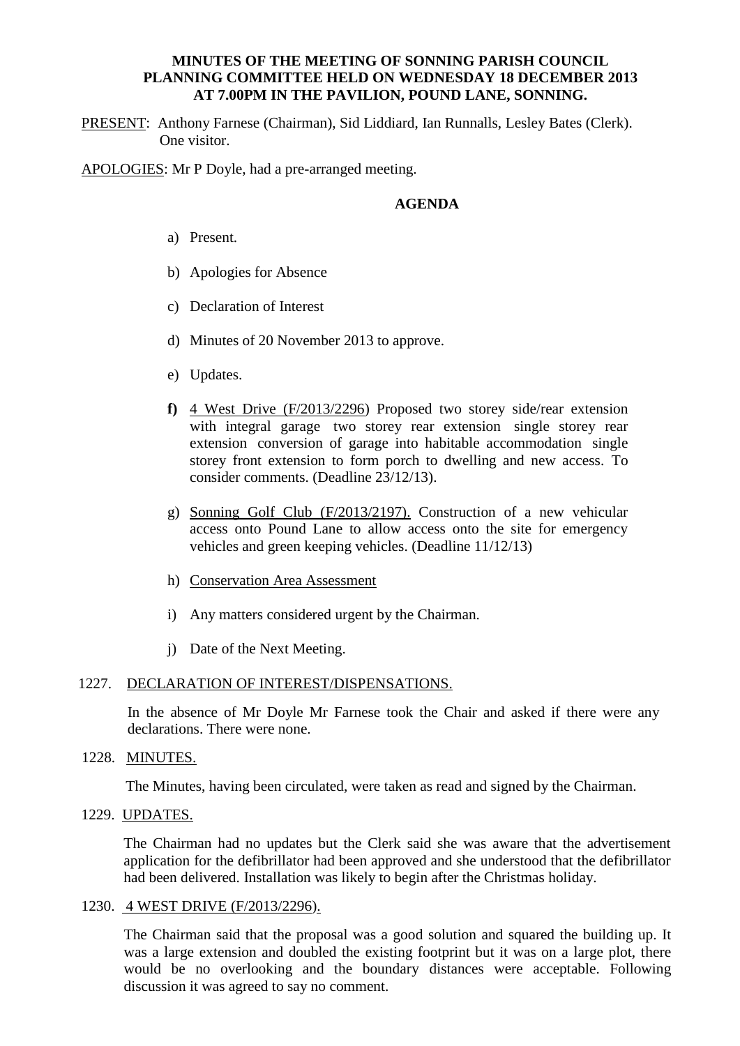**MINUTES OF THE MEETING OF SONNING PARISH COUNCIL PLANNING COMMITTEE HELD ON WEDNESDAY 18 DECEMBER 2013 AT 7.00PM IN THE PAVILION, POUND LANE, SONNING.**

PRESENT: Anthony Farnese (Chairman), Sid Liddiard, Ian Runnalls, Lesley Bates (Clerk). One visitor.

APOLOGIES: Mr P Doyle, had a pre-arranged meeting.

**AGENDA**

a) Present.

b) Apologies for Absence

c) Declaration of Interest

d) Minutes of 20 November 2013 to approve.

e) Updates.

**f)** 4 West Drive (F/2013/2296) Proposed two storey side/rear extension with integral garage two storey rear extension single storey rear extension conversion of garage into habitable accommodation single storey front extension to form porch to dwelling and new access. To consider comments. (Deadline 23/12/13).

g) Sonning Golf Club (F/2013/2197). Construction of a new vehicular access onto Pound Lane to allow access onto the site for emergency vehicles and green keeping vehicles. (Deadline 11/12/13)

h) Conservation Area Assessment

i) Any matters considered urgent by the Chairman.

j) Date of the Next Meeting.

1227. DECLARATION OF INTEREST/DISPENSATIONS.

In the absence of Mr Doyle Mr Farnese took the Chair and asked if there were any declarations. There were none.

1228. MINUTES.

The Minutes, having been circulated, were taken as read and signed by the Chairman.

1229. UPDATES.

The Chairman had no updates but the Clerk said she was aware that the advertisement application for the defibrillator had been approved and she understood that the defibrillator had been delivered. Installation was likely to begin after the Christmas holiday.

1230. 4 WEST DRIVE (F/2013/2296).

The Chairman said that the proposal was a good solution and squared the building up. It was a large extension and doubled the existing footprint but it was on a large plot, there would be no overlooking and the boundary distances were acceptable. Following discussion it was agreed to say no comment.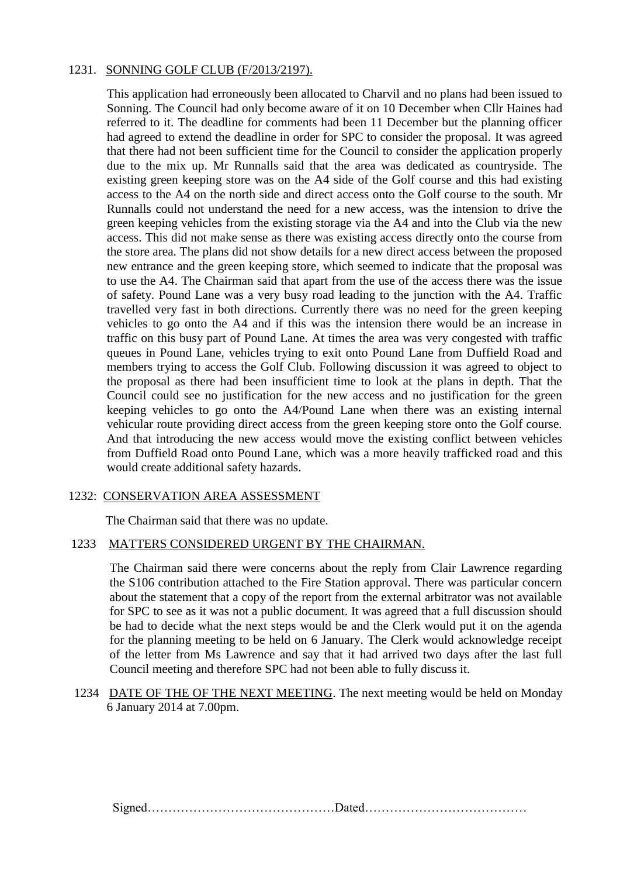1231. <u>SONNING GOLF CLUB (F/2013/2197).</u>

This application had erroneously been allocated to Charvil and no plans had been issued to Sonning. The Council had only become aware of it on 10 December when Cllr Haines had referred to it. The deadline for comments had been 11 December but the planning officer had agreed to extend the deadline in order for SPC to consider the proposal. It was agreed that there had not been sufficient time for the Council to consider the application properly due to the mix up. Mr Runnalls said that the area was dedicated as countryside. The existing green keeping store was on the A4 side of the Golf course and this had existing access to the A4 on the north side and direct access onto the Golf course to the south. Mr Runnalls could not understand the need for a new access, was the intension to drive the green keeping vehicles from the existing storage via the A4 and into the Club via the new access. This did not make sense as there was existing access directly onto the course from the store area. The plans did not show details for a new direct access between the proposed new entrance and the green keeping store, which seemed to indicate that the proposal was to use the A4. The Chairman said that apart from the use of the access there was the issue of safety. Pound Lane was a very busy road leading to the junction with the A4. Traffic travelled very fast in both directions. Currently there was no need for the green keeping vehicles to go onto the A4 and if this was the intension there would be an increase in traffic on this busy part of Pound Lane. At times the area was very congested with traffic queues in Pound Lane, vehicles trying to exit onto Pound Lane from Duffield Road and members trying to access the Golf Club. Following discussion it was agreed to object to the proposal as there had been insufficient time to look at the plans in depth. That the Council could see no justification for the new access and no justification for the green keeping vehicles to go onto the A4/Pound Lane when there was an existing internal vehicular route providing direct access from the green keeping store onto the Golf course. And that introducing the new access would move the existing conflict between vehicles from Duffield Road onto Pound Lane, which was a more heavily trafficked road and this would create additional safety hazards.

1232: <u>CONSERVATION AREA ASSESSMENT</u>

The Chairman said that there was no update.

1233 <u>MATTERS CONSIDERED URGENT BY THE CHAIRMAN.</u>

The Chairman said there were concerns about the reply from Clair Lawrence regarding the S106 contribution attached to the Fire Station approval. There was particular concern about the statement that a copy of the report from the external arbitrator was not available for SPC to see as it was not a public document. It was agreed that a full discussion should be had to decide what the next steps would be and the Clerk would put it on the agenda for the planning meeting to be held on 6 January. The Clerk would acknowledge receipt of the letter from Ms Lawrence and say that it had arrived two days after the last full Council meeting and therefore SPC had not been able to fully discuss it.

1234 <u>DATE OF THE OF THE NEXT MEETING</u>. The next meeting would be held on Monday 6 January 2014 at 7.00pm.

Signed………………………………………Dated…………………………………